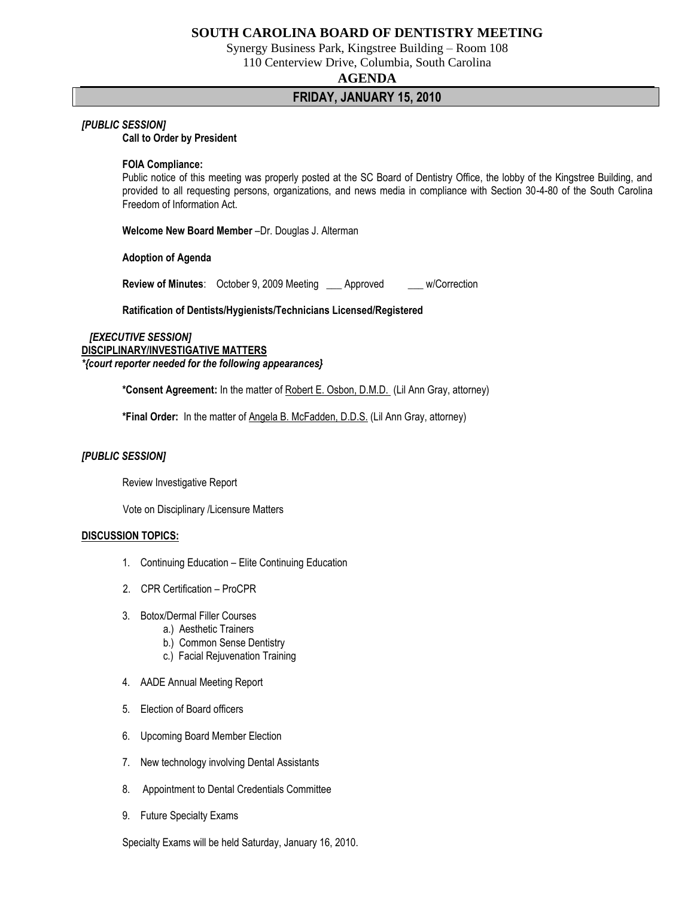# SOUTH CAROLINA BOARD OF DENTISTRY MEETING

Synergy Business Park, Kingstree Building – Room 108
110 Centerview Drive, Columbia, South Carolina

## AGENDA

## FRIDAY, JANUARY 15, 2010

***[PUBLIC SESSION]***

**Call to Order by President**

**FOIA Compliance:**
Public notice of this meeting was properly posted at the SC Board of Dentistry Office, the lobby of the Kingstree Building, and provided to all requesting persons, organizations, and news media in compliance with Section 30-4-80 of the South Carolina Freedom of Information Act.

**Welcome New Board Member** –Dr. Douglas J. Alterman

**Adoption of Agenda**

**Review of Minutes**: October 9, 2009 Meeting ___ Approved ___ w/Correction

**Ratification of Dentists/Hygienists/Technicians Licensed/Registered**

***[EXECUTIVE SESSION]***

**DISCIPLINARY/INVESTIGATIVE MATTERS**

***{court reporter needed for the following appearances}***

**\*Consent Agreement:** In the matter of Robert E. Osbon, D.M.D. (Lil Ann Gray, attorney)

**\*Final Order:** In the matter of Angela B. McFadden, D.D.S. (Lil Ann Gray, attorney)

***[PUBLIC SESSION]***

Review Investigative Report

Vote on Disciplinary /Licensure Matters

**DISCUSSION TOPICS:**

1. Continuing Education – Elite Continuing Education
2. CPR Certification – ProCPR
3. Botox/Dermal Filler Courses
   a.) Aesthetic Trainers
   b.) Common Sense Dentistry
   c.) Facial Rejuvenation Training
4. AADE Annual Meeting Report
5. Election of Board officers
6. Upcoming Board Member Election
7. New technology involving Dental Assistants
8. Appointment to Dental Credentials Committee
9. Future Specialty Exams

Specialty Exams will be held Saturday, January 16, 2010.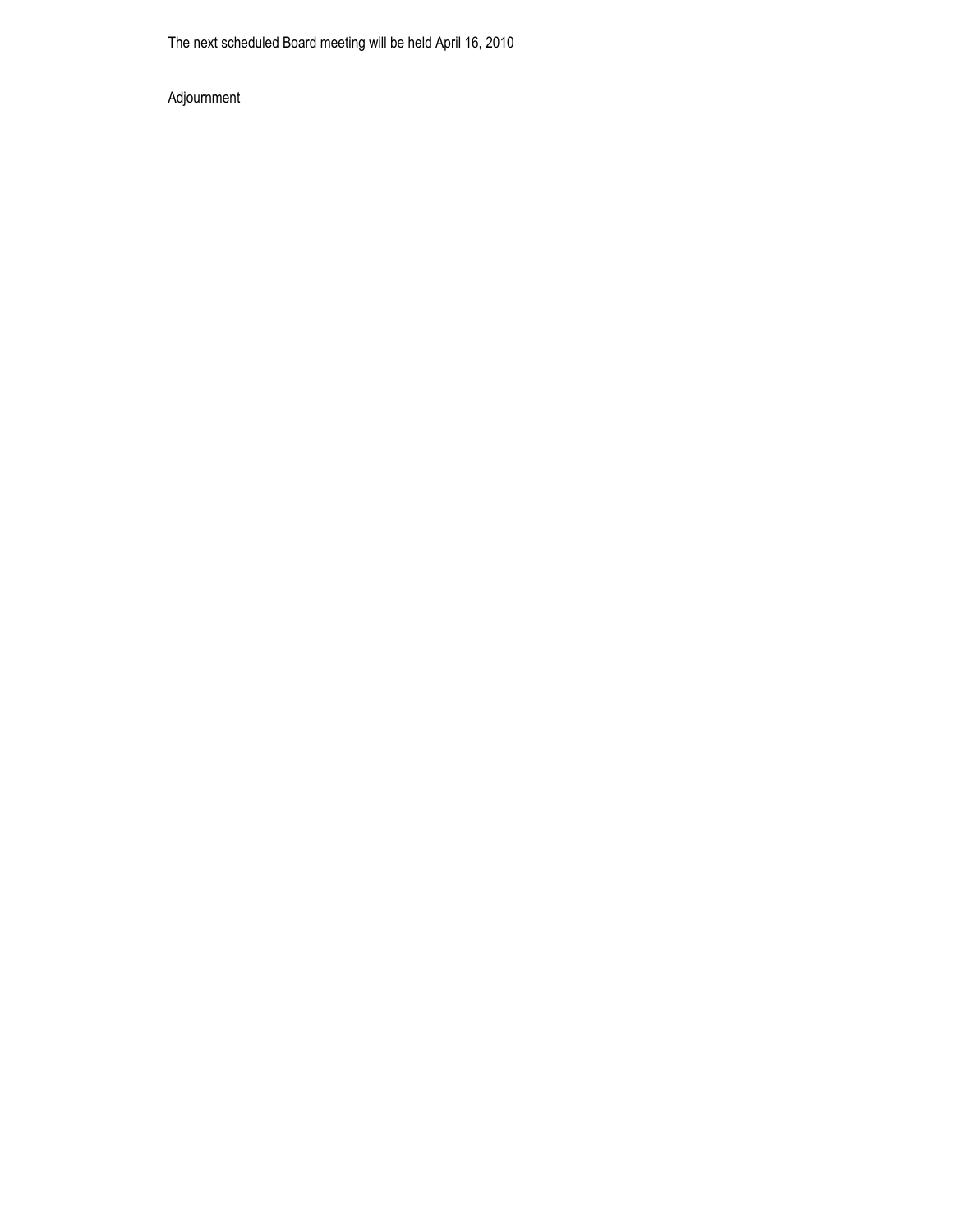The next scheduled Board meeting will be held April 16, 2010

Adjournment